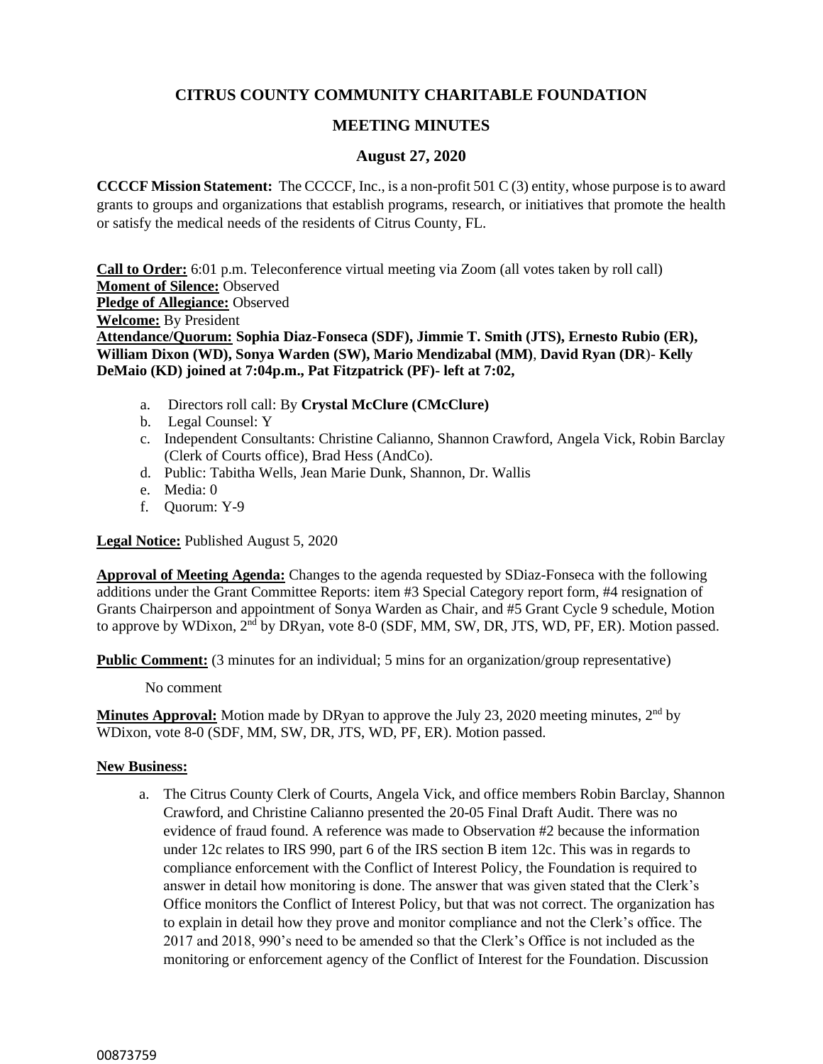# CITRUS COUNTY COMMUNITY CHARITABLE FOUNDATION

## MEETING MINUTES

### August 27, 2020

**CCCCF Mission Statement:** The CCCCF, Inc., is a non-profit 501 C (3) entity, whose purpose is to award grants to groups and organizations that establish programs, research, or initiatives that promote the health or satisfy the medical needs of the residents of Citrus County, FL.

**Call to Order:** 6:01 p.m. Teleconference virtual meeting via Zoom (all votes taken by roll call)
**Moment of Silence:** Observed
**Pledge of Allegiance:** Observed
**Welcome:** By President
**Attendance/Quorum: Sophia Diaz-Fonseca (SDF), Jimmie T. Smith (JTS), Ernesto Rubio (ER), William Dixon (WD), Sonya Warden (SW), Mario Mendizabal (MM)**, **David Ryan (DR)**- **Kelly DeMaio (KD) joined at 7:04p.m., Pat Fitzpatrick (PF)- left at 7:02,**

a. Directors roll call: By **Crystal McClure (CMcClure)**
b. Legal Counsel: Y
c. Independent Consultants: Christine Calianno, Shannon Crawford, Angela Vick, Robin Barclay (Clerk of Courts office), Brad Hess (AndCo).
d. Public: Tabitha Wells, Jean Marie Dunk, Shannon, Dr. Wallis
e. Media: 0
f. Quorum: Y-9

**Legal Notice:** Published August 5, 2020

**Approval of Meeting Agenda:** Changes to the agenda requested by SDiaz-Fonseca with the following additions under the Grant Committee Reports: item #3 Special Category report form, #4 resignation of Grants Chairperson and appointment of Sonya Warden as Chair, and #5 Grant Cycle 9 schedule, Motion to approve by WDixon, 2nd by DRyan, vote 8-0 (SDF, MM, SW, DR, JTS, WD, PF, ER). Motion passed.

**Public Comment:** (3 minutes for an individual; 5 mins for an organization/group representative)

No comment

**Minutes Approval:** Motion made by DRyan to approve the July 23, 2020 meeting minutes, 2nd by WDixon, vote 8-0 (SDF, MM, SW, DR, JTS, WD, PF, ER). Motion passed.

**New Business:**

a. The Citrus County Clerk of Courts, Angela Vick, and office members Robin Barclay, Shannon Crawford, and Christine Calianno presented the 20-05 Final Draft Audit. There was no evidence of fraud found. A reference was made to Observation #2 because the information under 12c relates to IRS 990, part 6 of the IRS section B item 12c. This was in regards to compliance enforcement with the Conflict of Interest Policy, the Foundation is required to answer in detail how monitoring is done. The answer that was given stated that the Clerk's Office monitors the Conflict of Interest Policy, but that was not correct. The organization has to explain in detail how they prove and monitor compliance and not the Clerk's office. The 2017 and 2018, 990's need to be amended so that the Clerk's Office is not included as the monitoring or enforcement agency of the Conflict of Interest for the Foundation. Discussion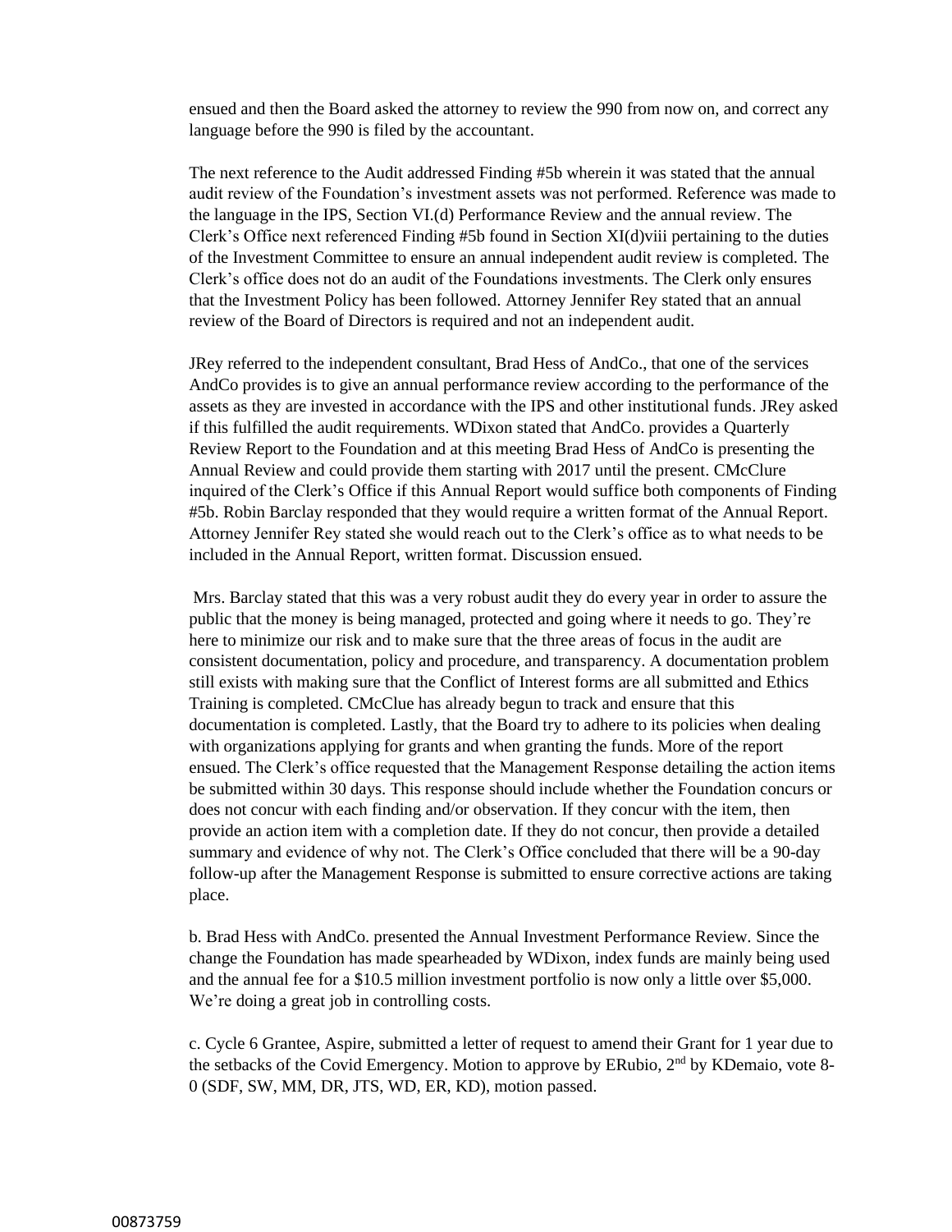ensued and then the Board asked the attorney to review the 990 from now on, and correct any language before the 990 is filed by the accountant.

The next reference to the Audit addressed Finding #5b wherein it was stated that the annual audit review of the Foundation's investment assets was not performed. Reference was made to the language in the IPS, Section VI.(d) Performance Review and the annual review. The Clerk's Office next referenced Finding #5b found in Section XI(d)viii pertaining to the duties of the Investment Committee to ensure an annual independent audit review is completed. The Clerk's office does not do an audit of the Foundations investments. The Clerk only ensures that the Investment Policy has been followed. Attorney Jennifer Rey stated that an annual review of the Board of Directors is required and not an independent audit.

JRey referred to the independent consultant, Brad Hess of AndCo., that one of the services AndCo provides is to give an annual performance review according to the performance of the assets as they are invested in accordance with the IPS and other institutional funds. JRey asked if this fulfilled the audit requirements. WDixon stated that AndCo. provides a Quarterly Review Report to the Foundation and at this meeting Brad Hess of AndCo is presenting the Annual Review and could provide them starting with 2017 until the present. CMcClure inquired of the Clerk's Office if this Annual Report would suffice both components of Finding #5b. Robin Barclay responded that they would require a written format of the Annual Report. Attorney Jennifer Rey stated she would reach out to the Clerk's office as to what needs to be included in the Annual Report, written format. Discussion ensued.

Mrs. Barclay stated that this was a very robust audit they do every year in order to assure the public that the money is being managed, protected and going where it needs to go. They're here to minimize our risk and to make sure that the three areas of focus in the audit are consistent documentation, policy and procedure, and transparency. A documentation problem still exists with making sure that the Conflict of Interest forms are all submitted and Ethics Training is completed. CMcClue has already begun to track and ensure that this documentation is completed. Lastly, that the Board try to adhere to its policies when dealing with organizations applying for grants and when granting the funds. More of the report ensued. The Clerk's office requested that the Management Response detailing the action items be submitted within 30 days. This response should include whether the Foundation concurs or does not concur with each finding and/or observation. If they concur with the item, then provide an action item with a completion date. If they do not concur, then provide a detailed summary and evidence of why not. The Clerk's Office concluded that there will be a 90-day follow-up after the Management Response is submitted to ensure corrective actions are taking place.

b. Brad Hess with AndCo. presented the Annual Investment Performance Review. Since the change the Foundation has made spearheaded by WDixon, index funds are mainly being used and the annual fee for a $10.5 million investment portfolio is now only a little over $5,000. We're doing a great job in controlling costs.

c. Cycle 6 Grantee, Aspire, submitted a letter of request to amend their Grant for 1 year due to the setbacks of the Covid Emergency. Motion to approve by ERubio, 2nd by KDemaio, vote 8-0 (SDF, SW, MM, DR, JTS, WD, ER, KD), motion passed.

00873759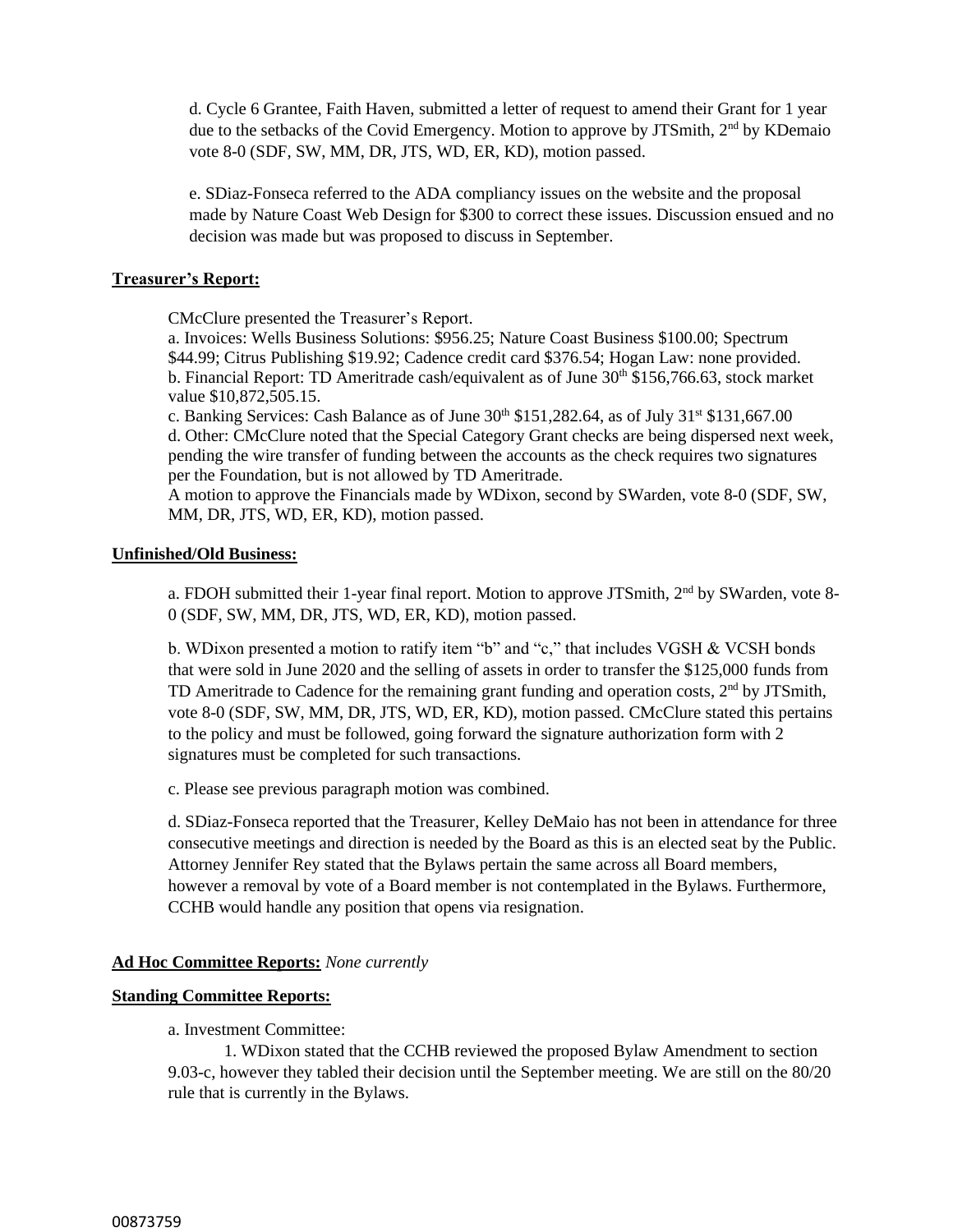d. Cycle 6 Grantee, Faith Haven, submitted a letter of request to amend their Grant for 1 year due to the setbacks of the Covid Emergency. Motion to approve by JTSmith, 2nd by KDemaio vote 8-0 (SDF, SW, MM, DR, JTS, WD, ER, KD), motion passed.

e. SDiaz-Fonseca referred to the ADA compliancy issues on the website and the proposal made by Nature Coast Web Design for $300 to correct these issues. Discussion ensued and no decision was made but was proposed to discuss in September.

**Treasurer's Report:**

CMcClure presented the Treasurer's Report.
a. Invoices: Wells Business Solutions: $956.25; Nature Coast Business $100.00; Spectrum $44.99; Citrus Publishing $19.92; Cadence credit card $376.54; Hogan Law: none provided.
b. Financial Report: TD Ameritrade cash/equivalent as of June 30th $156,766.63, stock market value $10,872,505.15.
c. Banking Services: Cash Balance as of June 30th $151,282.64, as of July 31st $131,667.00
d. Other: CMcClure noted that the Special Category Grant checks are being dispersed next week, pending the wire transfer of funding between the accounts as the check requires two signatures per the Foundation, but is not allowed by TD Ameritrade.
A motion to approve the Financials made by WDixon, second by SWarden, vote 8-0 (SDF, SW, MM, DR, JTS, WD, ER, KD), motion passed.

**Unfinished/Old Business:**

a. FDOH submitted their 1-year final report. Motion to approve JTSmith, 2nd by SWarden, vote 8-0 (SDF, SW, MM, DR, JTS, WD, ER, KD), motion passed.

b. WDixon presented a motion to ratify item "b" and "c," that includes VGSH & VCSH bonds that were sold in June 2020 and the selling of assets in order to transfer the $125,000 funds from TD Ameritrade to Cadence for the remaining grant funding and operation costs, 2nd by JTSmith, vote 8-0 (SDF, SW, MM, DR, JTS, WD, ER, KD), motion passed. CMcClure stated this pertains to the policy and must be followed, going forward the signature authorization form with 2 signatures must be completed for such transactions.

c. Please see previous paragraph motion was combined.

d. SDiaz-Fonseca reported that the Treasurer, Kelley DeMaio has not been in attendance for three consecutive meetings and direction is needed by the Board as this is an elected seat by the Public. Attorney Jennifer Rey stated that the Bylaws pertain the same across all Board members, however a removal by vote of a Board member is not contemplated in the Bylaws. Furthermore, CCHB would handle any position that opens via resignation.

**Ad Hoc Committee Reports:** *None currently*

**Standing Committee Reports:**

a. Investment Committee:

1. WDixon stated that the CCHB reviewed the proposed Bylaw Amendment to section 9.03-c, however they tabled their decision until the September meeting. We are still on the 80/20 rule that is currently in the Bylaws.

00873759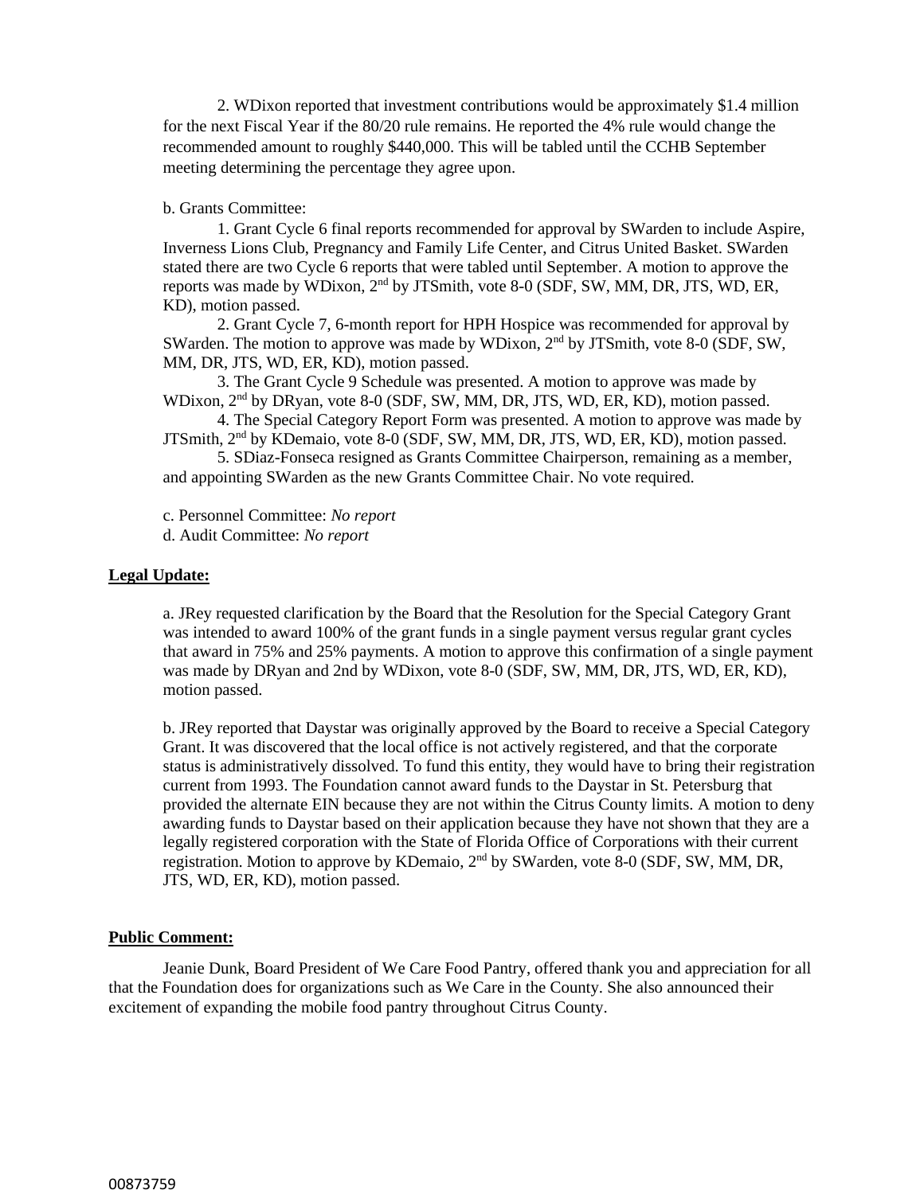2. WDixon reported that investment contributions would be approximately $1.4 million for the next Fiscal Year if the 80/20 rule remains. He reported the 4% rule would change the recommended amount to roughly $440,000. This will be tabled until the CCHB September meeting determining the percentage they agree upon.

b. Grants Committee:

1. Grant Cycle 6 final reports recommended for approval by SWarden to include Aspire, Inverness Lions Club, Pregnancy and Family Life Center, and Citrus United Basket. SWarden stated there are two Cycle 6 reports that were tabled until September. A motion to approve the reports was made by WDixon, 2nd by JTSmith, vote 8-0 (SDF, SW, MM, DR, JTS, WD, ER, KD), motion passed.

2. Grant Cycle 7, 6-month report for HPH Hospice was recommended for approval by SWarden. The motion to approve was made by WDixon, 2nd by JTSmith, vote 8-0 (SDF, SW, MM, DR, JTS, WD, ER, KD), motion passed.

3. The Grant Cycle 9 Schedule was presented. A motion to approve was made by WDixon, 2nd by DRyan, vote 8-0 (SDF, SW, MM, DR, JTS, WD, ER, KD), motion passed.

4. The Special Category Report Form was presented. A motion to approve was made by JTSmith, 2nd by KDemaio, vote 8-0 (SDF, SW, MM, DR, JTS, WD, ER, KD), motion passed.

5. SDiaz-Fonseca resigned as Grants Committee Chairperson, remaining as a member, and appointing SWarden as the new Grants Committee Chair. No vote required.

c. Personnel Committee: *No report*

d. Audit Committee: *No report*

**Legal Update:**

a. JRey requested clarification by the Board that the Resolution for the Special Category Grant was intended to award 100% of the grant funds in a single payment versus regular grant cycles that award in 75% and 25% payments. A motion to approve this confirmation of a single payment was made by DRyan and 2nd by WDixon, vote 8-0 (SDF, SW, MM, DR, JTS, WD, ER, KD), motion passed.

b. JRey reported that Daystar was originally approved by the Board to receive a Special Category Grant. It was discovered that the local office is not actively registered, and that the corporate status is administratively dissolved. To fund this entity, they would have to bring their registration current from 1993. The Foundation cannot award funds to the Daystar in St. Petersburg that provided the alternate EIN because they are not within the Citrus County limits. A motion to deny awarding funds to Daystar based on their application because they have not shown that they are a legally registered corporation with the State of Florida Office of Corporations with their current registration. Motion to approve by KDemaio, 2nd by SWarden, vote 8-0 (SDF, SW, MM, DR, JTS, WD, ER, KD), motion passed.

**Public Comment:**

Jeanie Dunk, Board President of We Care Food Pantry, offered thank you and appreciation for all that the Foundation does for organizations such as We Care in the County. She also announced their excitement of expanding the mobile food pantry throughout Citrus County.

00873759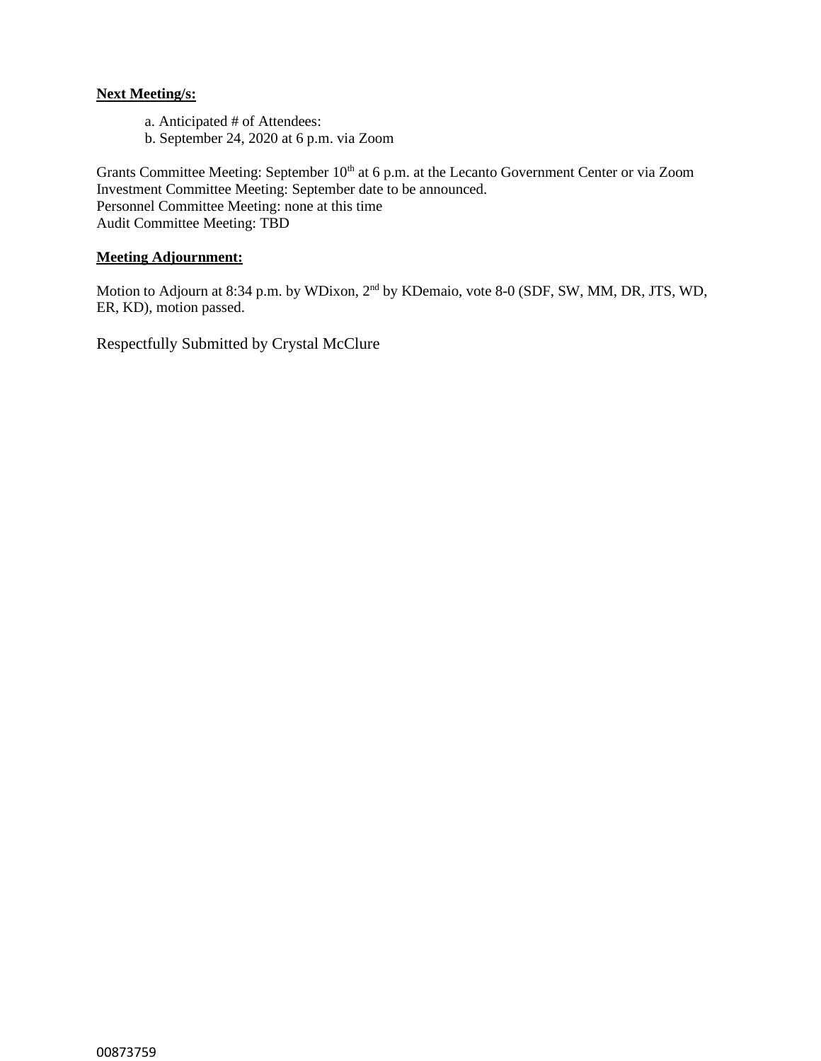**Next Meeting/s:**

a. Anticipated # of Attendees:
b. September 24, 2020 at 6 p.m. via Zoom

Grants Committee Meeting: September 10th at 6 p.m. at the Lecanto Government Center or via Zoom
Investment Committee Meeting: September date to be announced.
Personnel Committee Meeting: none at this time
Audit Committee Meeting: TBD

**Meeting Adjournment:**

Motion to Adjourn at 8:34 p.m. by WDixon, 2nd by KDemaio, vote 8-0 (SDF, SW, MM, DR, JTS, WD, ER, KD), motion passed.

Respectfully Submitted by Crystal McClure

00873759